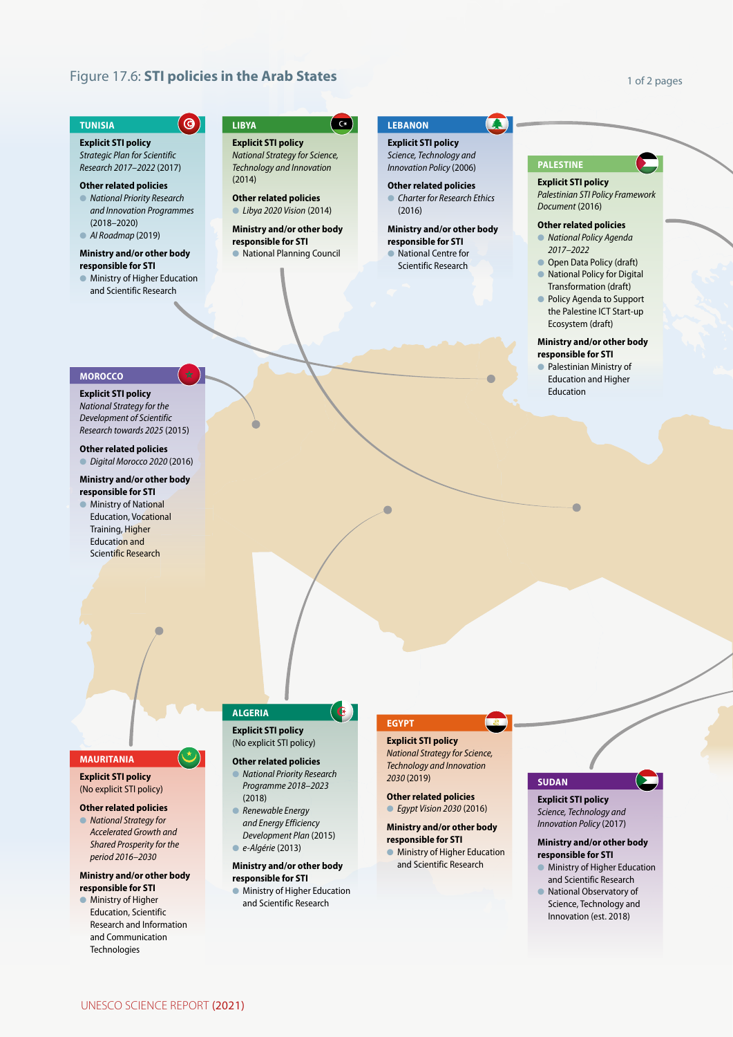# Figure 17.6: STI policies in the Arab States

## TUNISIA

**Explicit STI policy**
*Strategic Plan for Scientific Research 2017–2022* (2017)

**Other related policies**
- *National Priority Research and Innovation Programmes* (2018–2020)
- *AI Roadmap* (2019)

**Ministry and/or other body responsible for STI**
- Ministry of Higher Education and Scientific Research

## LIBYA

**Explicit STI policy**
*National Strategy for Science, Technology and Innovation* (2014)

**Other related policies**
- *Libya 2020 Vision* (2014)

**Ministry and/or other body responsible for STI**
- National Planning Council

## LEBANON

**Explicit STI policy**
*Science, Technology and Innovation Policy* (2006)

**Other related policies**
- *Charter for Research Ethics* (2016)

**Ministry and/or other body responsible for STI**
- National Centre for Scientific Research

## PALESTINE

**Explicit STI policy**
*Palestinian STI Policy Framework Document* (2016)

**Other related policies**
- *National Policy Agenda 2017–2022*
- Open Data Policy (draft)
- National Policy for Digital Transformation (draft)
- Policy Agenda to Support the Palestine ICT Start-up Ecosystem (draft)

**Ministry and/or other body responsible for STI**
- Palestinian Ministry of Education and Higher Education

## MOROCCO

**Explicit STI policy**
*National Strategy for the Development of Scientific Research towards 2025* (2015)

**Other related policies**
- *Digital Morocco 2020* (2016)

**Ministry and/or other body responsible for STI**
- Ministry of National Education, Vocational Training, Higher Education and Scientific Research

## MAURITANIA

**Explicit STI policy**
(No explicit STI policy)

**Other related policies**
- *National Strategy for Accelerated Growth and Shared Prosperity for the period 2016–2030*

**Ministry and/or other body responsible for STI**
- Ministry of Higher Education, Scientific Research and Information and Communication Technologies

## ALGERIA

**Explicit STI policy**
(No explicit STI policy)

**Other related policies**
- *National Priority Research Programme 2018–2023* (2018)
- *Renewable Energy and Energy Efficiency Development Plan* (2015)
- *e-Algérie* (2013)

**Ministry and/or other body responsible for STI**
- Ministry of Higher Education and Scientific Research

## EGYPT

**Explicit STI policy**
*National Strategy for Science, Technology and Innovation 2030* (2019)

**Other related policies**
- *Egypt Vision 2030* (2016)

**Ministry and/or other body responsible for STI**
- Ministry of Higher Education and Scientific Research

## SUDAN

**Explicit STI policy**
*Science, Technology and Innovation Policy* (2017)

**Ministry and/or other body responsible for STI**
- Ministry of Higher Education and Scientific Research
- National Observatory of Science, Technology and Innovation (est. 2018)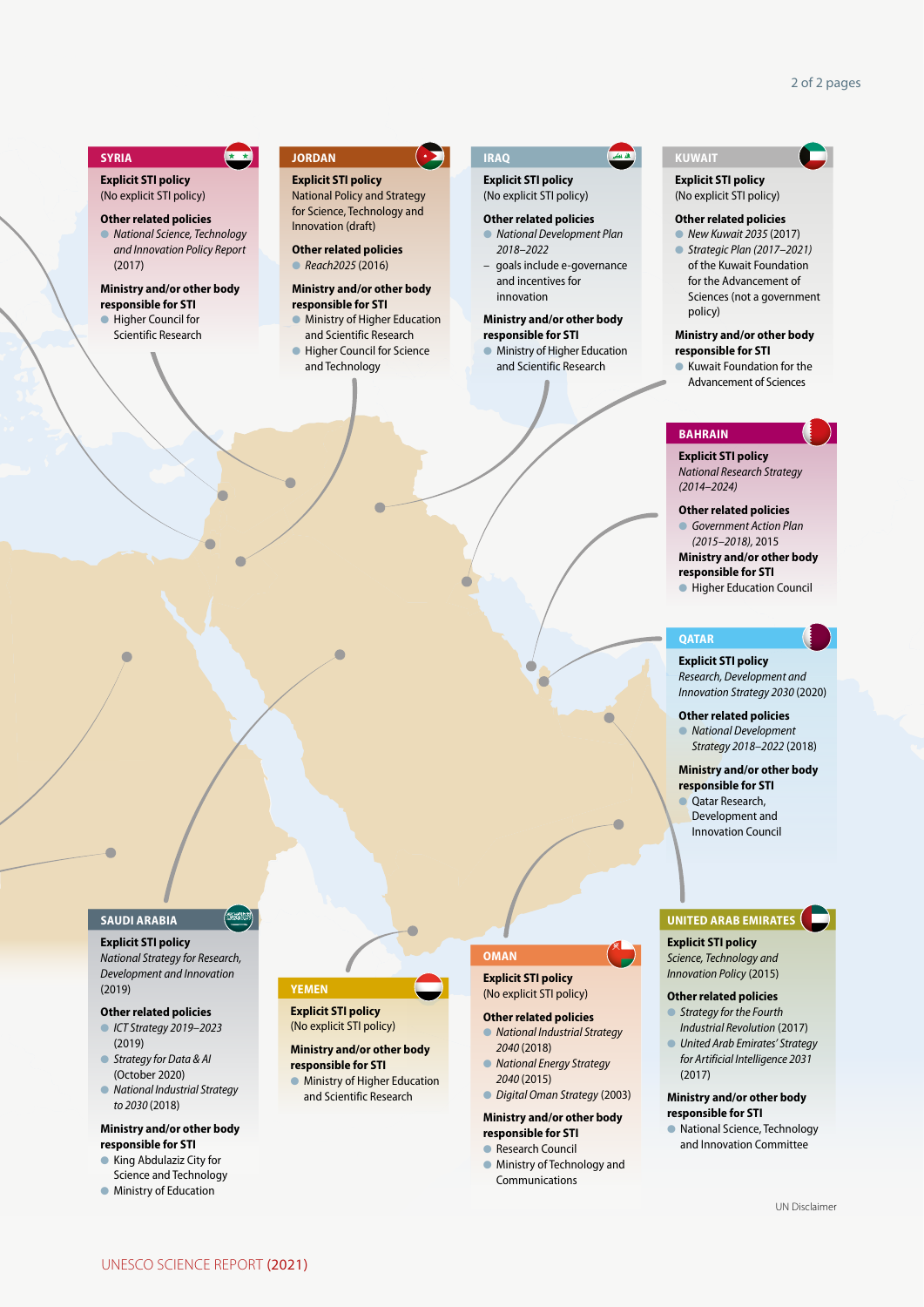## SYRIA

**Explicit STI policy**
(No explicit STI policy)

**Other related policies**
- *National Science, Technology and Innovation Policy Report* (2017)

**Ministry and/or other body responsible for STI**
- Higher Council for Scientific Research

## JORDAN

**Explicit STI policy**
National Policy and Strategy for Science, Technology and Innovation (draft)

**Other related policies**
- *Reach2025* (2016)

**Ministry and/or other body responsible for STI**
- Ministry of Higher Education and Scientific Research
- Higher Council for Science and Technology

## IRAQ

**Explicit STI policy**
(No explicit STI policy)

**Other related policies**
- *National Development Plan 2018–2022*
  – goals include e-governance and incentives for innovation

**Ministry and/or other body responsible for STI**
- Ministry of Higher Education and Scientific Research

## KUWAIT

**Explicit STI policy**
(No explicit STI policy)

**Other related policies**
- *New Kuwait 2035* (2017)
- *Strategic Plan (2017–2021)* of the Kuwait Foundation for the Advancement of Sciences (not a government policy)

**Ministry and/or other body responsible for STI**
- Kuwait Foundation for the Advancement of Sciences

## BAHRAIN

**Explicit STI policy**
*National Research Strategy (2014–2024)*

**Other related policies**
- *Government Action Plan (2015–2018)*, 2015

**Ministry and/or other body responsible for STI**
- Higher Education Council

## QATAR

**Explicit STI policy**
*Research, Development and Innovation Strategy 2030* (2020)

**Other related policies**
- *National Development Strategy 2018–2022* (2018)

**Ministry and/or other body responsible for STI**
- Qatar Research, Development and Innovation Council

## SAUDI ARABIA

**Explicit STI policy**
*National Strategy for Research, Development and Innovation* (2019)

**Other related policies**
- *ICT Strategy 2019–2023* (2019)
- *Strategy for Data & AI* (October 2020)
- *National Industrial Strategy to 2030* (2018)

**Ministry and/or other body responsible for STI**
- King Abdulaziz City for Science and Technology
- Ministry of Education

## YEMEN

**Explicit STI policy**
(No explicit STI policy)

**Ministry and/or other body responsible for STI**
- Ministry of Higher Education and Scientific Research

## OMAN

**Explicit STI policy**
(No explicit STI policy)

**Other related policies**
- *National Industrial Strategy 2040* (2018)
- *National Energy Strategy 2040* (2015)
- *Digital Oman Strategy* (2003)

**Ministry and/or other body responsible for STI**
- Research Council
- Ministry of Technology and Communications

## UNITED ARAB EMIRATES

**Explicit STI policy**
*Science, Technology and Innovation Policy* (2015)

**Other related policies**
- *Strategy for the Fourth Industrial Revolution* (2017)
- *United Arab Emirates' Strategy for Artificial Intelligence 2031* (2017)

**Ministry and/or other body responsible for STI**
- National Science, Technology and Innovation Committee

UN Disclaimer

UNESCO SCIENCE REPORT (2021)